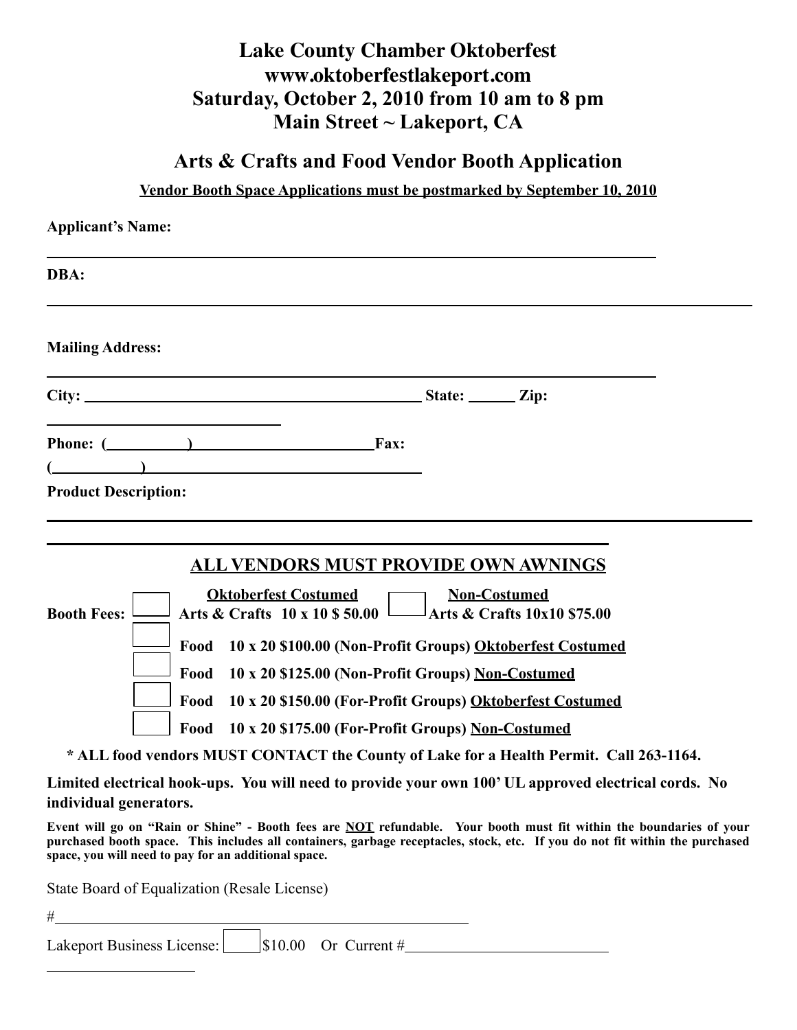# Lake County Chamber Oktoberfest
# www.oktoberfestlakeport.com
# Saturday, October 2, 2010 from 10 am to 8 pm
# Main Street ~ Lakeport, CA

## Arts & Crafts and Food Vendor Booth Application

**Vendor Booth Space Applications must be postmarked by September 10, 2010**

**Applicant's Name:** ______________________________________________

**DBA:** ______________________________________________

**Mailing Address:** ______________________________________________

**City:** ________________________ **State:** ______ **Zip:** ________________

**Phone:** (__________)______________________ **Fax:** (__________)______________________

**Product Description:** ______________________________________________

______________________________________________

**ALL VENDORS MUST PROVIDE OWN AWNINGS**

**Booth Fees:**

- ☐ **Oktoberfest Costumed Arts & Crafts 10 x 10 $ 50.00**
- ☐ **Non-Costumed Arts & Crafts 10x10 $75.00**
- ☐ **Food 10 x 20 $100.00 (Non-Profit Groups) Oktoberfest Costumed**
- ☐ **Food 10 x 20 $125.00 (Non-Profit Groups) Non-Costumed**
- ☐ **Food 10 x 20 $150.00 (For-Profit Groups) Oktoberfest Costumed**
- ☐ **Food 10 x 20 $175.00 (For-Profit Groups) Non-Costumed**

**\* ALL food vendors MUST CONTACT the County of Lake for a Health Permit. Call 263-1164.**

**Limited electrical hook-ups. You will need to provide your own 100' UL approved electrical cords. No individual generators.**

**Event will go on "Rain or Shine" - Booth fees are NOT refundable. Your booth must fit within the boundaries of your purchased booth space. This includes all containers, garbage receptacles, stock, etc. If you do not fit within the purchased space, you will need to pay for an additional space.**

State Board of Equalization (Resale License)

#______________________________________________

Lakeport Business License: ☐ $10.00 Or Current #________________________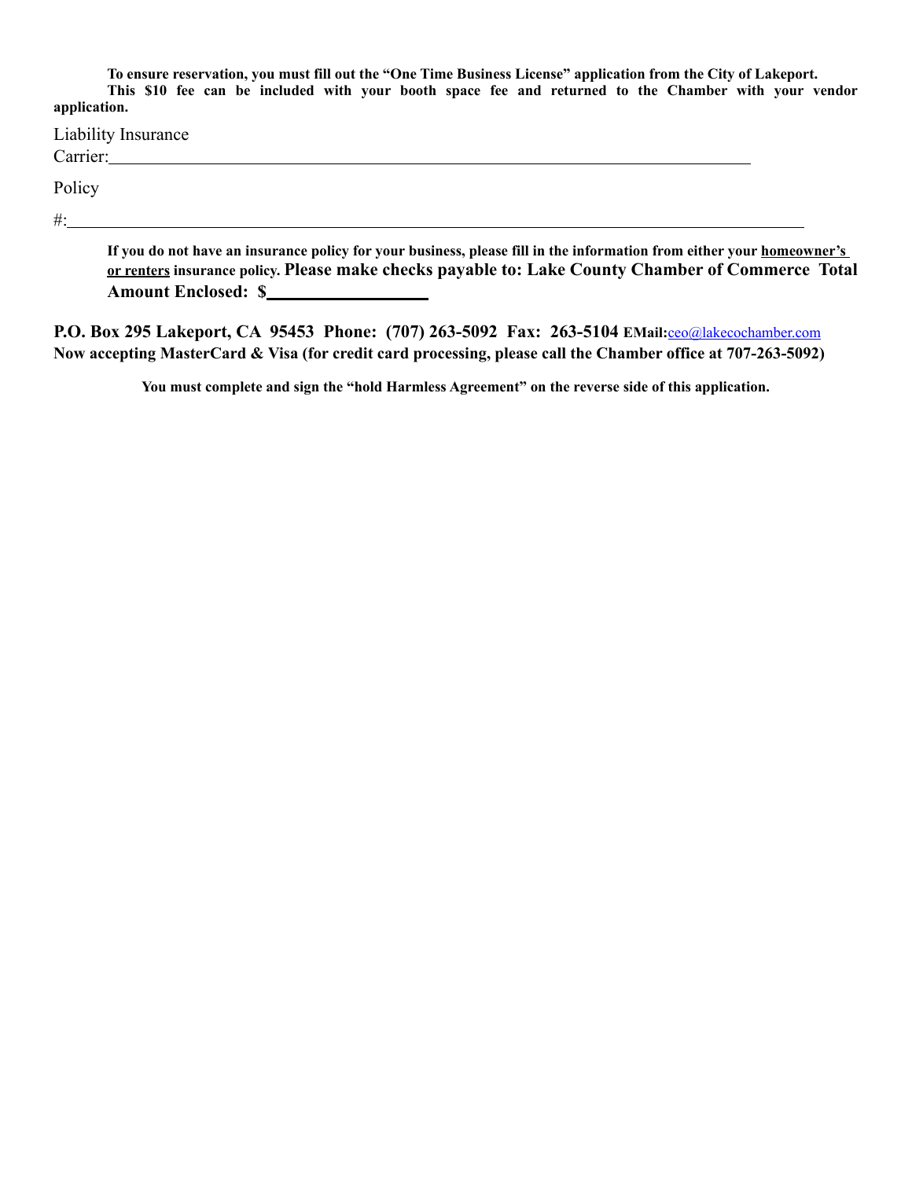**To ensure reservation, you must fill out the "One Time Business License" application from the City of Lakeport. This $10 fee can be included with your booth space fee and returned to the Chamber with your vendor application.**

Liability Insurance Carrier:\_\_\_\_\_\_\_\_\_\_\_\_\_\_\_\_\_\_\_\_\_\_\_\_\_\_\_\_\_\_\_\_\_\_\_\_\_\_\_\_\_\_\_\_\_\_\_\_\_\_\_\_\_\_\_\_\_\_

Policy #:\_\_\_\_\_\_\_\_\_\_\_\_\_\_\_\_\_\_\_\_\_\_\_\_\_\_\_\_\_\_\_\_\_\_\_\_\_\_\_\_\_\_\_\_\_\_\_\_\_\_\_\_\_\_\_\_\_\_\_\_\_\_\_\_\_\_\_\_\_\_

**If you do not have an insurance policy for your business, please fill in the information from either your <u>homeowner's or renters</u> insurance policy. Please make checks payable to: Lake County Chamber of Commerce Total Amount Enclosed: $\_\_\_\_\_\_\_\_\_\_\_\_\_\_\_\_\_\_**

**P.O. Box 295 Lakeport, CA 95453 Phone: (707) 263-5092 Fax: 263-5104 EMail:**ceo@lakecochamber.com
**Now accepting MasterCard & Visa (for credit card processing, please call the Chamber office at 707-263-5092)**

**You must complete and sign the "hold Harmless Agreement" on the reverse side of this application.**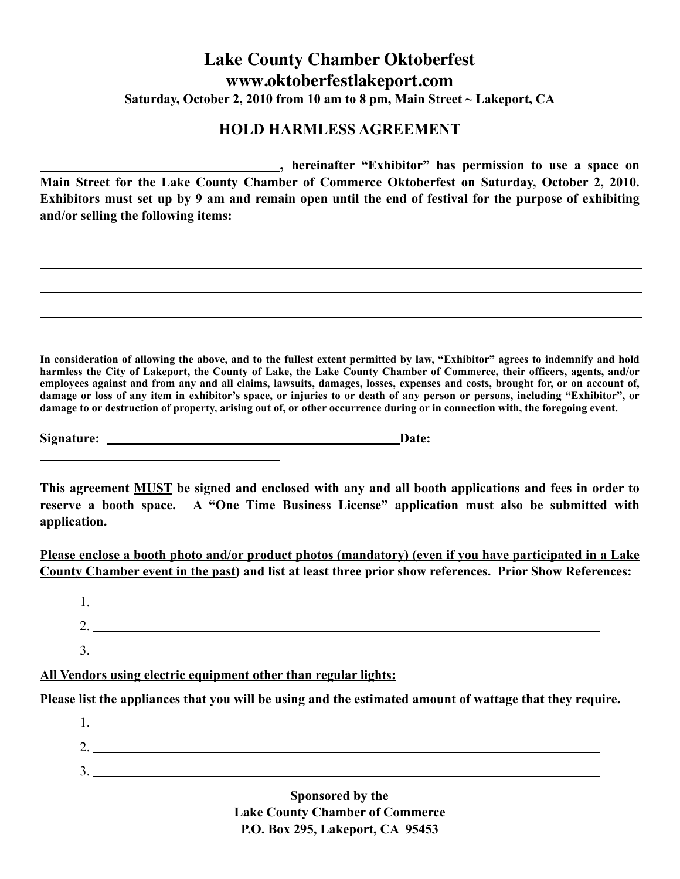# Lake County Chamber Oktoberfest

## www.oktoberfestlakeport.com

**Saturday, October 2, 2010 from 10 am to 8 pm, Main Street ~ Lakeport, CA**

## HOLD HARMLESS AGREEMENT

**\_\_\_\_\_\_\_\_\_\_\_\_\_\_\_\_\_\_\_\_\_\_\_\_\_\_\_\_\_\_\_\_\_\_\_\_\_\_, hereinafter "Exhibitor" has permission to use a space on Main Street for the Lake County Chamber of Commerce Oktoberfest on Saturday, October 2, 2010. Exhibitors must set up by 9 am and remain open until the end of festival for the purpose of exhibiting and/or selling the following items:**

\_\_\_\_\_\_\_\_\_\_\_\_\_\_\_\_\_\_\_\_\_\_\_\_\_\_\_\_\_\_\_\_\_\_\_\_\_\_\_\_\_\_\_\_\_\_\_\_\_\_\_\_\_\_\_\_\_\_\_\_\_\_\_\_\_\_\_\_\_\_\_\_

\_\_\_\_\_\_\_\_\_\_\_\_\_\_\_\_\_\_\_\_\_\_\_\_\_\_\_\_\_\_\_\_\_\_\_\_\_\_\_\_\_\_\_\_\_\_\_\_\_\_\_\_\_\_\_\_\_\_\_\_\_\_\_\_\_\_\_\_\_\_\_\_

\_\_\_\_\_\_\_\_\_\_\_\_\_\_\_\_\_\_\_\_\_\_\_\_\_\_\_\_\_\_\_\_\_\_\_\_\_\_\_\_\_\_\_\_\_\_\_\_\_\_\_\_\_\_\_\_\_\_\_\_\_\_\_\_\_\_\_\_\_\_\_\_

\_\_\_\_\_\_\_\_\_\_\_\_\_\_\_\_\_\_\_\_\_\_\_\_\_\_\_\_\_\_\_\_\_\_\_\_\_\_\_\_\_\_\_\_\_\_\_\_\_\_\_\_\_\_\_\_\_\_\_\_\_\_\_\_\_\_\_\_\_\_\_\_

**In consideration of allowing the above, and to the fullest extent permitted by law, "Exhibitor" agrees to indemnify and hold harmless the City of Lakeport, the County of Lake, the Lake County Chamber of Commerce, their officers, agents, and/or employees against and from any and all claims, lawsuits, damages, losses, expenses and costs, brought for, or on account of, damage or loss of any item in exhibitor's space, or injuries to or death of any person or persons, including "Exhibitor", or damage to or destruction of property, arising out of, or other occurrence during or in connection with, the foregoing event.**

**Signature:** \_\_\_\_\_\_\_\_\_\_\_\_\_\_\_\_\_\_\_\_\_\_\_\_\_\_\_\_\_\_\_\_\_\_\_\_\_\_\_\_\_\_\_\_\_\_ **Date:**

\_\_\_\_\_\_\_\_\_\_\_\_\_\_\_\_\_\_\_\_\_\_\_\_\_\_\_\_\_\_\_\_\_\_\_\_\_\_\_\_

**This agreement <u>MUST</u> be signed and enclosed with any and all booth applications and fees in order to reserve a booth space. A "One Time Business License" application must also be submitted with application.**

**<u>Please enclose a booth photo and/or product photos (mandatory) (even if you have participated in a Lake County Chamber event in the past</u>) and list at least three prior show references. Prior Show References:**

1. \_\_\_\_\_\_\_\_\_\_\_\_\_\_\_\_\_\_\_\_\_\_\_\_\_\_\_\_\_\_\_\_\_\_\_\_\_\_\_\_\_\_\_\_\_\_\_\_\_\_\_\_\_\_\_\_\_\_\_\_\_\_\_\_\_\_\_\_
2. \_\_\_\_\_\_\_\_\_\_\_\_\_\_\_\_\_\_\_\_\_\_\_\_\_\_\_\_\_\_\_\_\_\_\_\_\_\_\_\_\_\_\_\_\_\_\_\_\_\_\_\_\_\_\_\_\_\_\_\_\_\_\_\_\_\_\_\_
3. \_\_\_\_\_\_\_\_\_\_\_\_\_\_\_\_\_\_\_\_\_\_\_\_\_\_\_\_\_\_\_\_\_\_\_\_\_\_\_\_\_\_\_\_\_\_\_\_\_\_\_\_\_\_\_\_\_\_\_\_\_\_\_\_\_\_\_\_

**<u>All Vendors using electric equipment other than regular lights:</u>**

**Please list the appliances that you will be using and the estimated amount of wattage that they require.**

1. \_\_\_\_\_\_\_\_\_\_\_\_\_\_\_\_\_\_\_\_\_\_\_\_\_\_\_\_\_\_\_\_\_\_\_\_\_\_\_\_\_\_\_\_\_\_\_\_\_\_\_\_\_\_\_\_\_\_\_\_\_\_\_\_\_\_\_\_
2. \_\_\_\_\_\_\_\_\_\_\_\_\_\_\_\_\_\_\_\_\_\_\_\_\_\_\_\_\_\_\_\_\_\_\_\_\_\_\_\_\_\_\_\_\_\_\_\_\_\_\_\_\_\_\_\_\_\_\_\_\_\_\_\_\_\_\_\_
3. \_\_\_\_\_\_\_\_\_\_\_\_\_\_\_\_\_\_\_\_\_\_\_\_\_\_\_\_\_\_\_\_\_\_\_\_\_\_\_\_\_\_\_\_\_\_\_\_\_\_\_\_\_\_\_\_\_\_\_\_\_\_\_\_\_\_\_\_

**Sponsored by the**
**Lake County Chamber of Commerce**
**P.O. Box 295, Lakeport, CA 95453**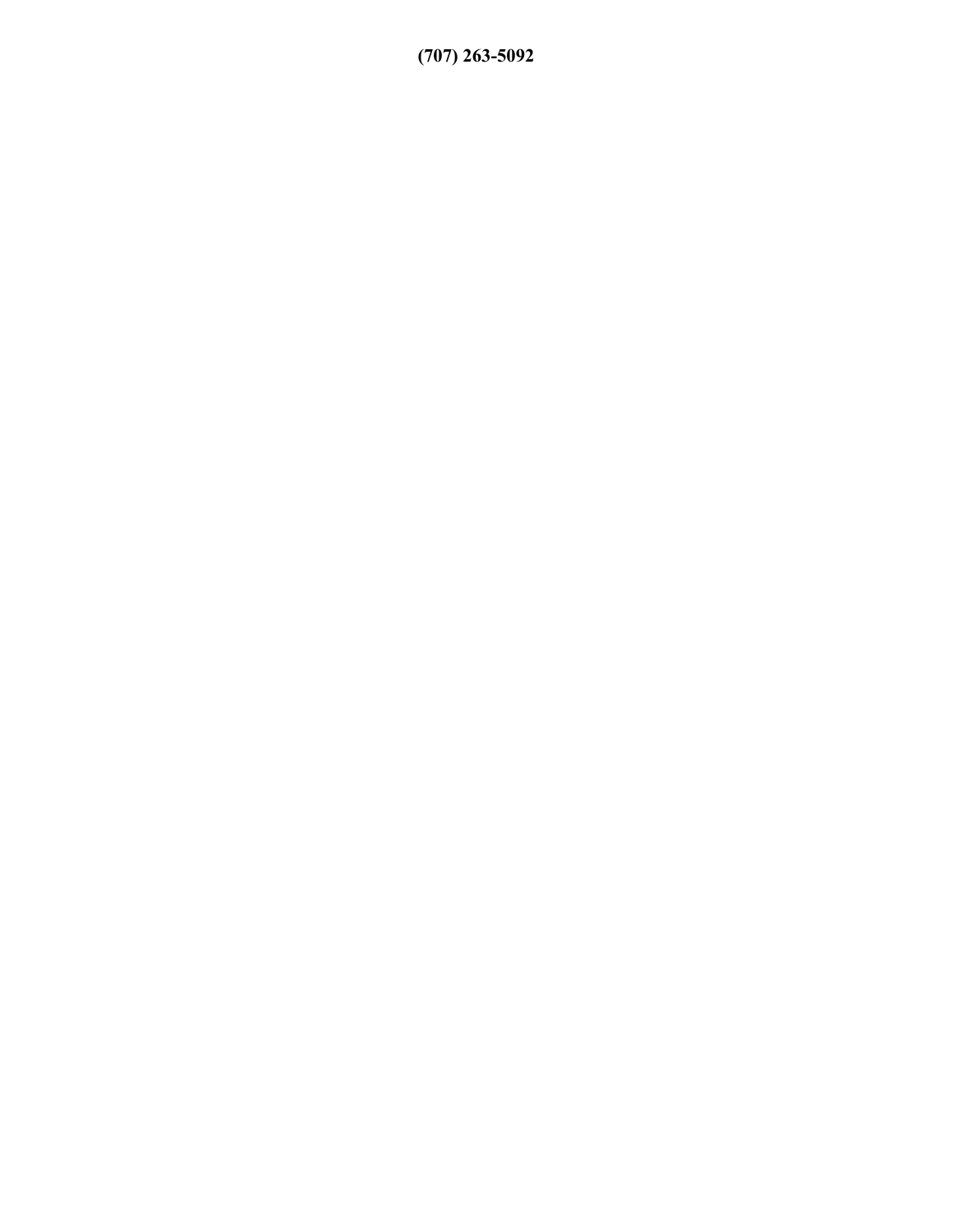**(707) 263-5092**